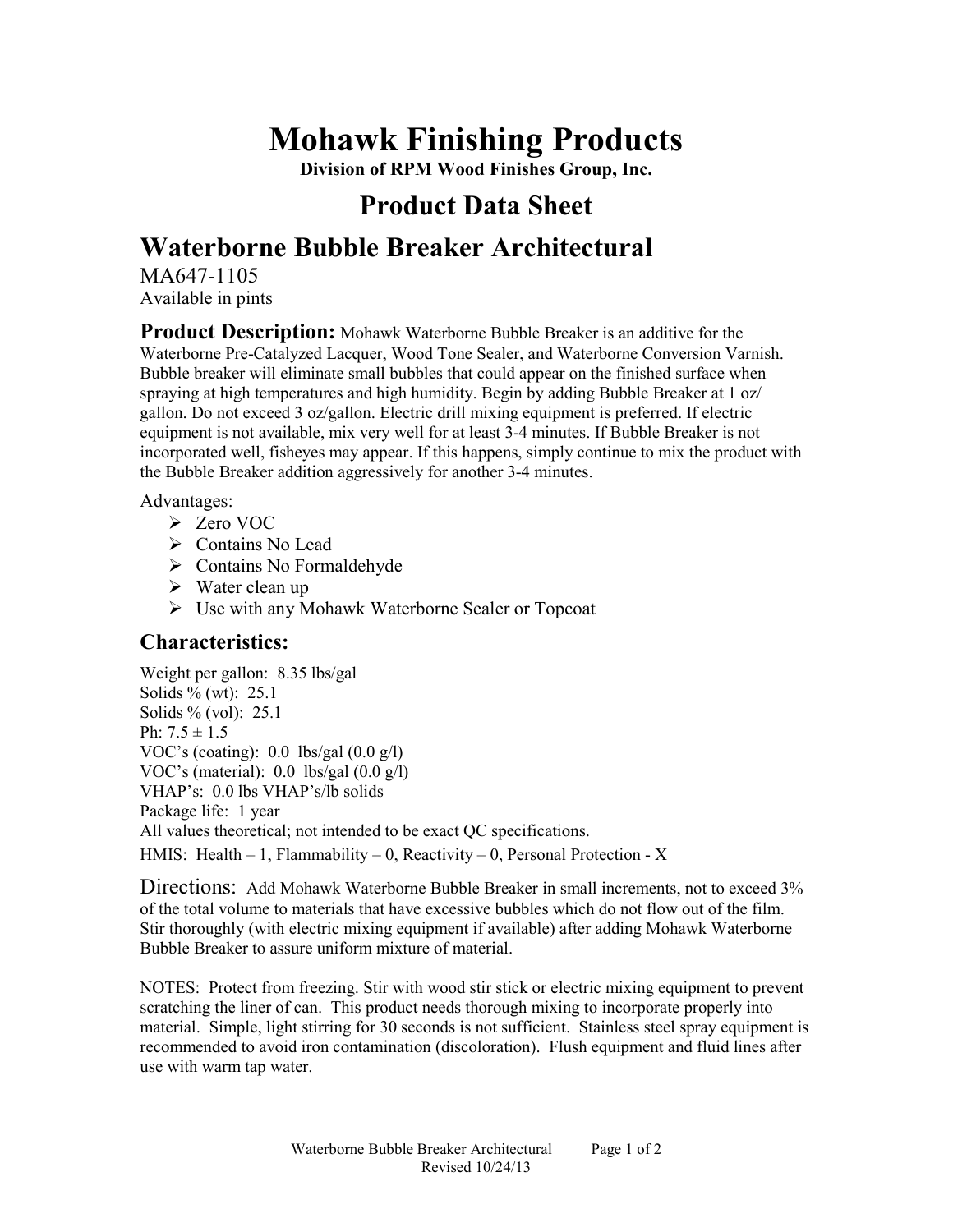# Mohawk Finishing Products

**Division of RPM Wood Finishes Group, Inc.**

## Product Data Sheet

## Waterborne Bubble Breaker Architectural

MA647-1105
Available in pints

**Product Description:** Mohawk Waterborne Bubble Breaker is an additive for the Waterborne Pre-Catalyzed Lacquer, Wood Tone Sealer, and Waterborne Conversion Varnish. Bubble breaker will eliminate small bubbles that could appear on the finished surface when spraying at high temperatures and high humidity. Begin by adding Bubble Breaker at 1 oz/ gallon. Do not exceed 3 oz/gallon. Electric drill mixing equipment is preferred. If electric equipment is not available, mix very well for at least 3-4 minutes. If Bubble Breaker is not incorporated well, fisheyes may appear. If this happens, simply continue to mix the product with the Bubble Breaker addition aggressively for another 3-4 minutes.

Advantages:

- Zero VOC
- Contains No Lead
- Contains No Formaldehyde
- Water clean up
- Use with any Mohawk Waterborne Sealer or Topcoat

### Characteristics:

Weight per gallon: 8.35 lbs/gal
Solids % (wt): 25.1
Solids % (vol): 25.1
Ph: 7.5 ± 1.5
VOC's (coating): 0.0 lbs/gal (0.0 g/l)
VOC's (material): 0.0 lbs/gal (0.0 g/l)
VHAP's: 0.0 lbs VHAP's/lb solids
Package life: 1 year
All values theoretical; not intended to be exact QC specifications.
HMIS: Health – 1, Flammability – 0, Reactivity – 0, Personal Protection - X

**Directions:** Add Mohawk Waterborne Bubble Breaker in small increments, not to exceed 3% of the total volume to materials that have excessive bubbles which do not flow out of the film. Stir thoroughly (with electric mixing equipment if available) after adding Mohawk Waterborne Bubble Breaker to assure uniform mixture of material.

NOTES: Protect from freezing. Stir with wood stir stick or electric mixing equipment to prevent scratching the liner of can. This product needs thorough mixing to incorporate properly into material. Simple, light stirring for 30 seconds is not sufficient. Stainless steel spray equipment is recommended to avoid iron contamination (discoloration). Flush equipment and fluid lines after use with warm tap water.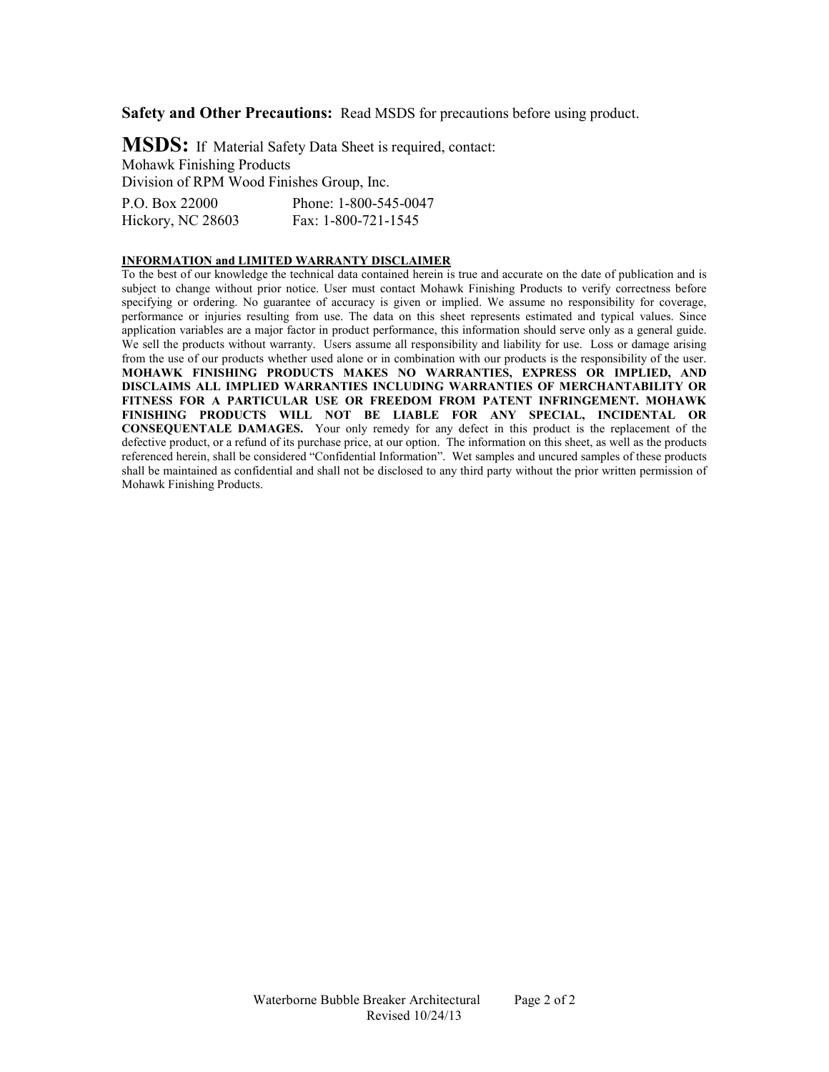**Safety and Other Precautions:** Read MSDS for precautions before using product.

**MSDS:** If Material Safety Data Sheet is required, contact:

Mohawk Finishing Products
Division of RPM Wood Finishes Group, Inc.

| | |
|---|---|
| P.O. Box 22000 | Phone: 1-800-545-0047 |
| Hickory, NC 28603 | Fax: 1-800-721-1545 |

**INFORMATION and LIMITED WARRANTY DISCLAIMER**

To the best of our knowledge the technical data contained herein is true and accurate on the date of publication and is subject to change without prior notice. User must contact Mohawk Finishing Products to verify correctness before specifying or ordering. No guarantee of accuracy is given or implied. We assume no responsibility for coverage, performance or injuries resulting from use. The data on this sheet represents estimated and typical values. Since application variables are a major factor in product performance, this information should serve only as a general guide. We sell the products without warranty. Users assume all responsibility and liability for use. Loss or damage arising from the use of our products whether used alone or in combination with our products is the responsibility of the user. **MOHAWK FINISHING PRODUCTS MAKES NO WARRANTIES, EXPRESS OR IMPLIED, AND DISCLAIMS ALL IMPLIED WARRANTIES INCLUDING WARRANTIES OF MERCHANTABILITY OR FITNESS FOR A PARTICULAR USE OR FREEDOM FROM PATENT INFRINGEMENT. MOHAWK FINISHING PRODUCTS WILL NOT BE LIABLE FOR ANY SPECIAL, INCIDENTAL OR CONSEQUENTALE DAMAGES.** Your only remedy for any defect in this product is the replacement of the defective product, or a refund of its purchase price, at our option. The information on this sheet, as well as the products referenced herein, shall be considered "Confidential Information". Wet samples and uncured samples of these products shall be maintained as confidential and shall not be disclosed to any third party without the prior written permission of Mohawk Finishing Products.